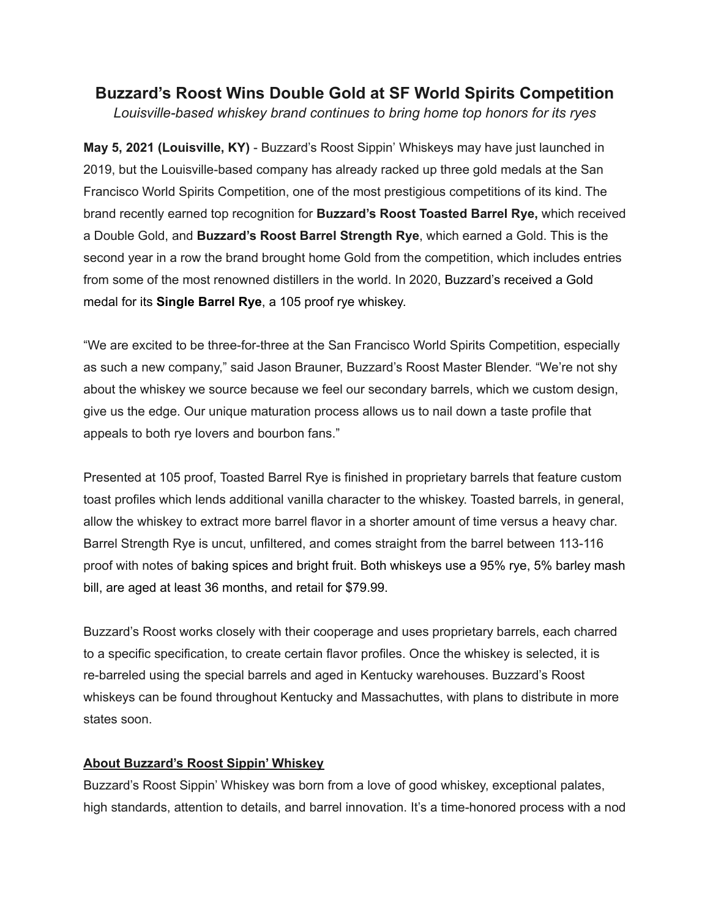# Buzzard's Roost Wins Double Gold at SF World Spirits Competition

*Louisville-based whiskey brand continues to bring home top honors for its ryes*

**May 5, 2021 (Louisville, KY)** - Buzzard's Roost Sippin' Whiskeys may have just launched in 2019, but the Louisville-based company has already racked up three gold medals at the San Francisco World Spirits Competition, one of the most prestigious competitions of its kind. The brand recently earned top recognition for **Buzzard's Roost Toasted Barrel Rye,** which received a Double Gold, and **Buzzard's Roost Barrel Strength Rye**, which earned a Gold. This is the second year in a row the brand brought home Gold from the competition, which includes entries from some of the most renowned distillers in the world. In 2020, Buzzard's received a Gold medal for its **Single Barrel Rye**, a 105 proof rye whiskey.

"We are excited to be three-for-three at the San Francisco World Spirits Competition, especially as such a new company," said Jason Brauner, Buzzard's Roost Master Blender. "We're not shy about the whiskey we source because we feel our secondary barrels, which we custom design, give us the edge. Our unique maturation process allows us to nail down a taste profile that appeals to both rye lovers and bourbon fans."

Presented at 105 proof, Toasted Barrel Rye is finished in proprietary barrels that feature custom toast profiles which lends additional vanilla character to the whiskey. Toasted barrels, in general, allow the whiskey to extract more barrel flavor in a shorter amount of time versus a heavy char. Barrel Strength Rye is uncut, unfiltered, and comes straight from the barrel between 113-116 proof with notes of baking spices and bright fruit. Both whiskeys use a 95% rye, 5% barley mash bill, are aged at least 36 months, and retail for $79.99.

Buzzard's Roost works closely with their cooperage and uses proprietary barrels, each charred to a specific specification, to create certain flavor profiles. Once the whiskey is selected, it is re-barreled using the special barrels and aged in Kentucky warehouses. Buzzard's Roost whiskeys can be found throughout Kentucky and Massachuttes, with plans to distribute in more states soon.

**About Buzzard's Roost Sippin' Whiskey**

Buzzard's Roost Sippin' Whiskey was born from a love of good whiskey, exceptional palates, high standards, attention to details, and barrel innovation. It's a time-honored process with a nod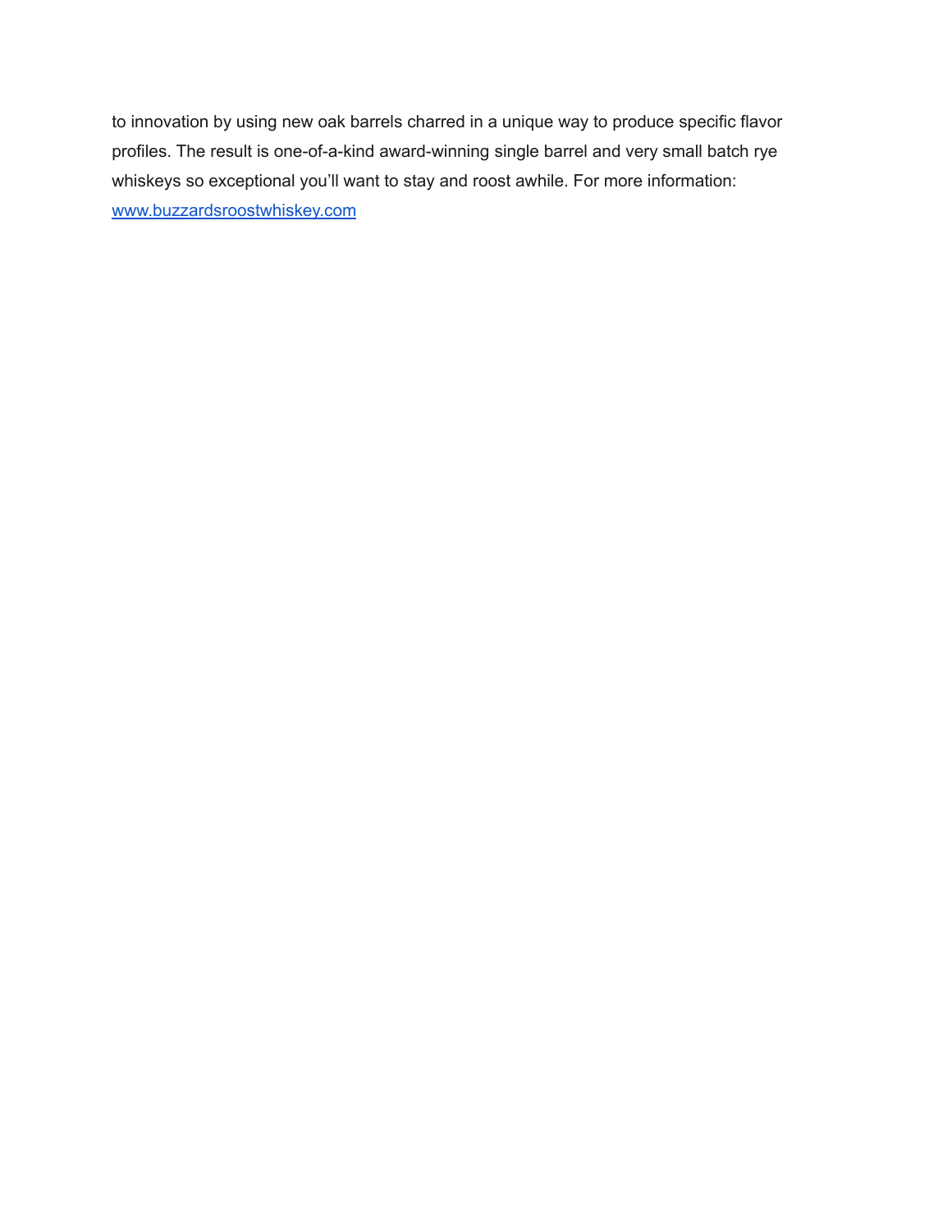to innovation by using new oak barrels charred in a unique way to produce specific flavor profiles. The result is one-of-a-kind award-winning single barrel and very small batch rye whiskeys so exceptional you'll want to stay and roost awhile. For more information: [www.buzzardsroostwhiskey.com](http://www.buzzardsroostwhiskey.com)